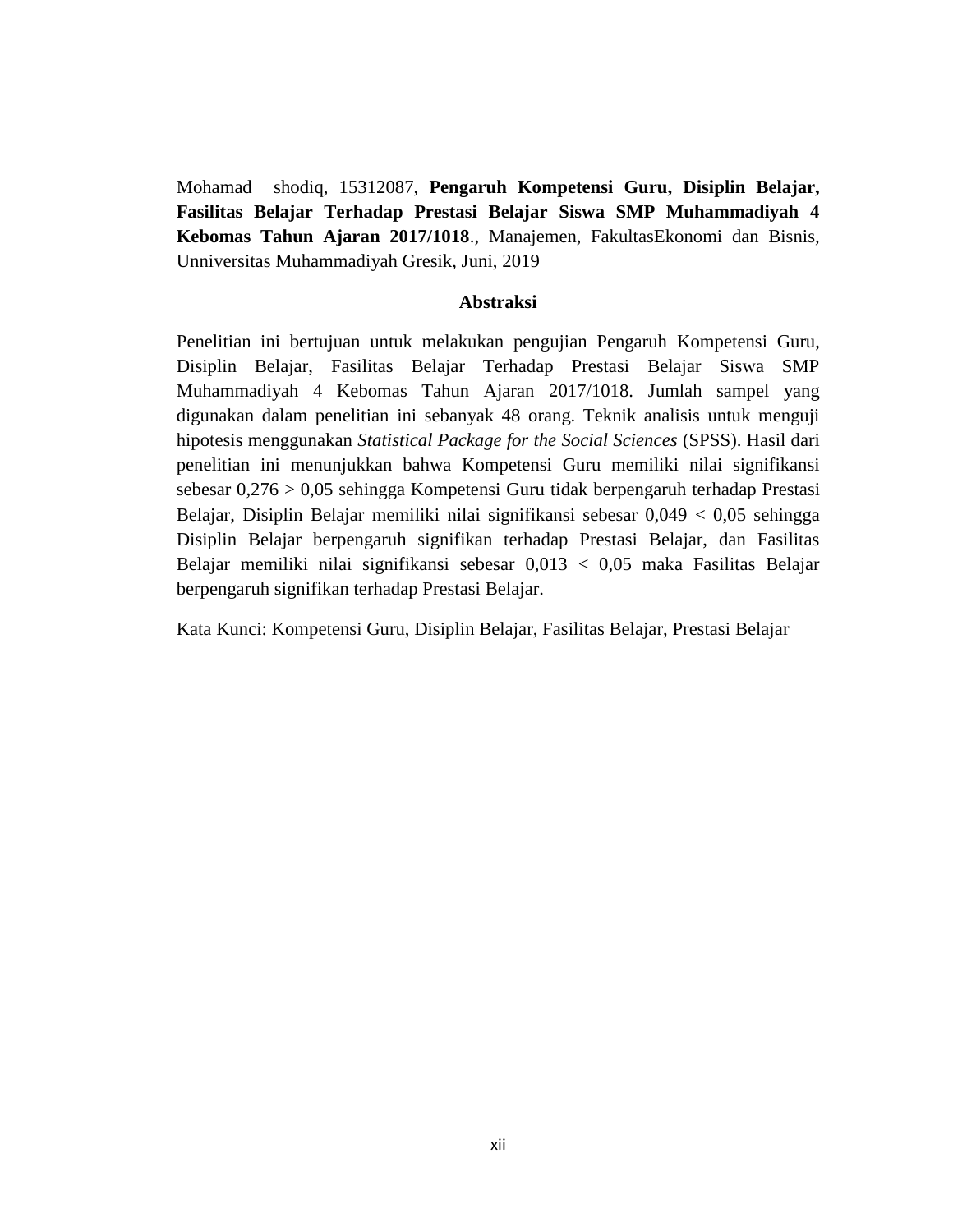Mohamad shodiq, 15312087, **Pengaruh Kompetensi Guru, Disiplin Belajar, Fasilitas Belajar Terhadap Prestasi Belajar Siswa SMP Muhammadiyah 4 Kebomas Tahun Ajaran 2017/1018**., Manajemen, FakultasEkonomi dan Bisnis, Unniversitas Muhammadiyah Gresik, Juni, 2019

## Abstraksi

Penelitian ini bertujuan untuk melakukan pengujian Pengaruh Kompetensi Guru, Disiplin Belajar, Fasilitas Belajar Terhadap Prestasi Belajar Siswa SMP Muhammadiyah 4 Kebomas Tahun Ajaran 2017/1018. Jumlah sampel yang digunakan dalam penelitian ini sebanyak 48 orang. Teknik analisis untuk menguji hipotesis menggunakan *Statistical Package for the Social Sciences* (SPSS). Hasil dari penelitian ini menunjukkan bahwa Kompetensi Guru memiliki nilai signifikansi sebesar 0,276 > 0,05 sehingga Kompetensi Guru tidak berpengaruh terhadap Prestasi Belajar, Disiplin Belajar memiliki nilai signifikansi sebesar 0,049 < 0,05 sehingga Disiplin Belajar berpengaruh signifikan terhadap Prestasi Belajar, dan Fasilitas Belajar memiliki nilai signifikansi sebesar 0,013 < 0,05 maka Fasilitas Belajar berpengaruh signifikan terhadap Prestasi Belajar.

Kata Kunci: Kompetensi Guru, Disiplin Belajar, Fasilitas Belajar, Prestasi Belajar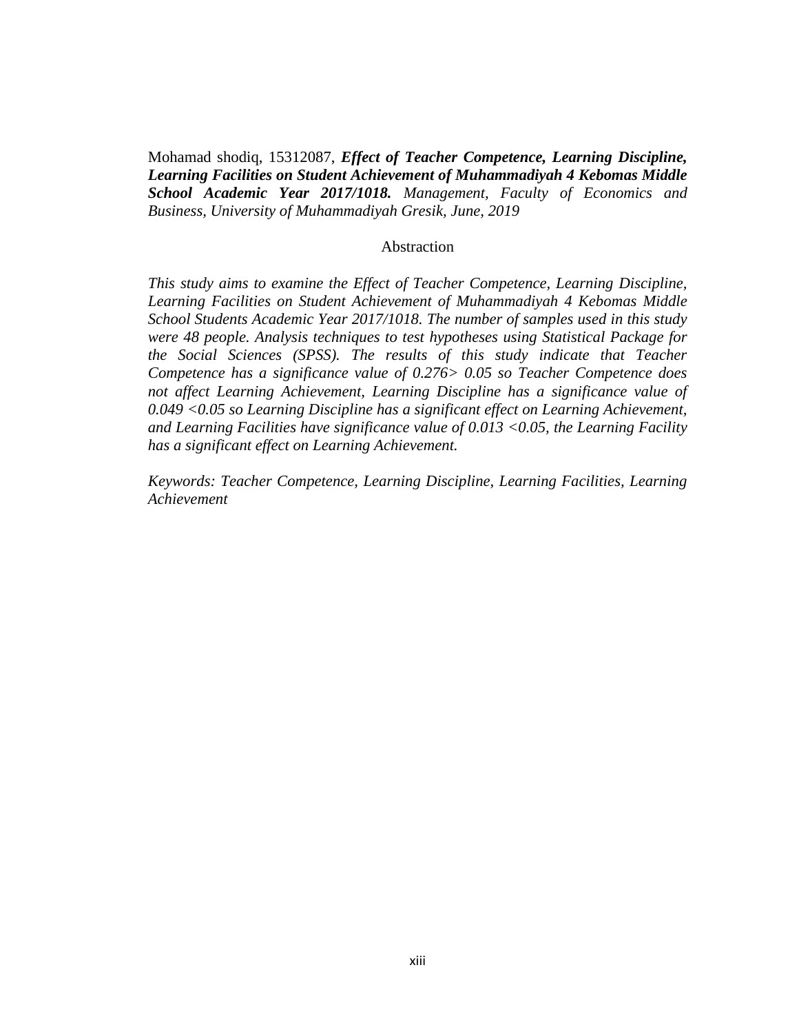Mohamad shodiq, 15312087, ***Effect of Teacher Competence, Learning Discipline, Learning Facilities on Student Achievement of Muhammadiyah 4 Kebomas Middle School Academic Year 2017/1018.*** *Management, Faculty of Economics and Business, University of Muhammadiyah Gresik, June, 2019*

## Abstraction

*This study aims to examine the Effect of Teacher Competence, Learning Discipline, Learning Facilities on Student Achievement of Muhammadiyah 4 Kebomas Middle School Students Academic Year 2017/1018. The number of samples used in this study were 48 people. Analysis techniques to test hypotheses using Statistical Package for the Social Sciences (SPSS). The results of this study indicate that Teacher Competence has a significance value of 0.276> 0.05 so Teacher Competence does not affect Learning Achievement, Learning Discipline has a significance value of 0.049 <0.05 so Learning Discipline has a significant effect on Learning Achievement, and Learning Facilities have significance value of 0.013 <0.05, the Learning Facility has a significant effect on Learning Achievement.*

*Keywords: Teacher Competence, Learning Discipline, Learning Facilities, Learning Achievement*